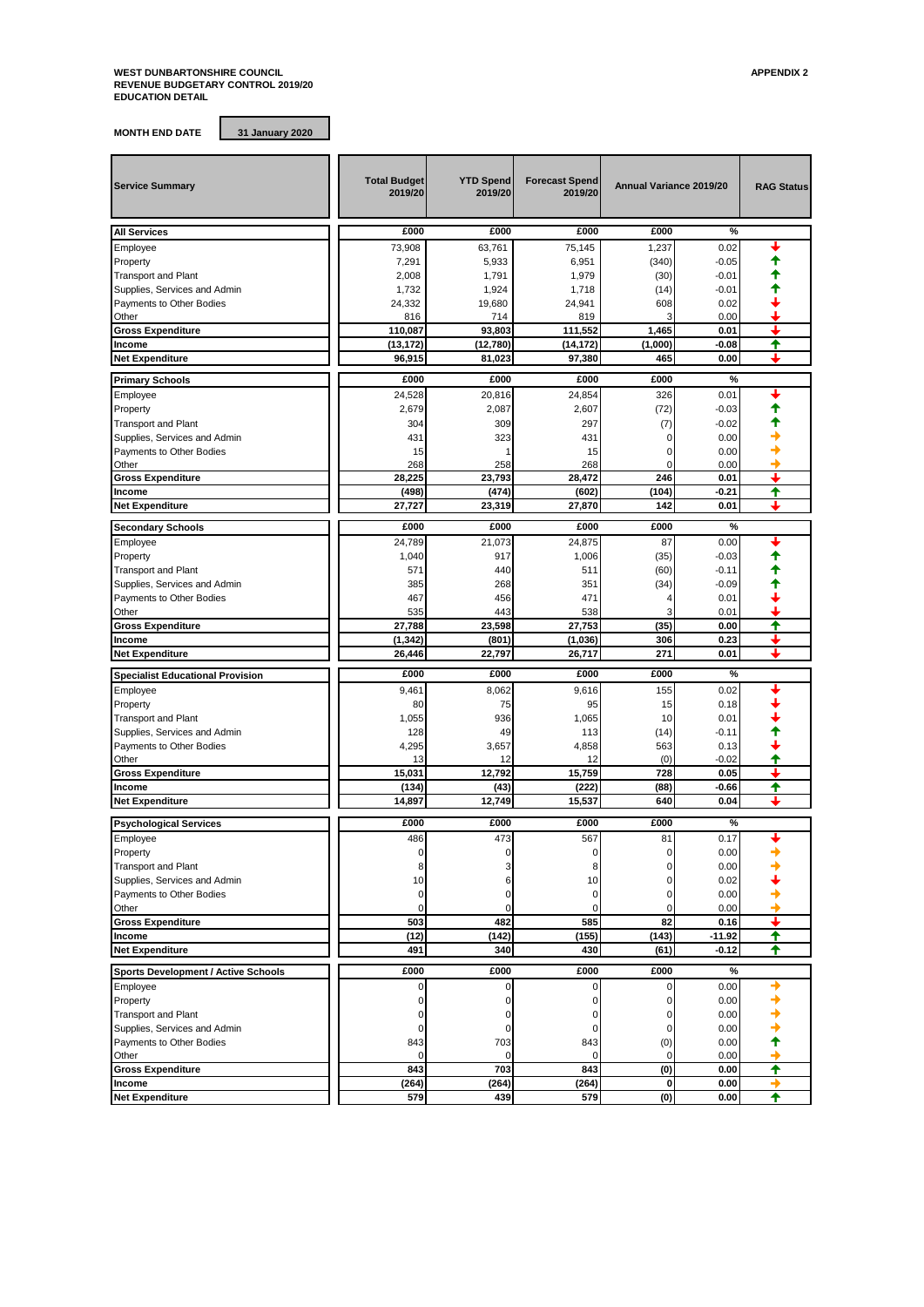**WEST DUNBARTONSHIRE COUNCIL**
**REVENUE BUDGETARY CONTROL 2019/20**
**EDUCATION DETAIL**

**APPENDIX 2**

**MONTH END DATE** 31 January 2020

| Service Summary | Total Budget 2019/20 | YTD Spend 2019/20 | Forecast Spend 2019/20 | Annual Variance 2019/20 | | RAG Status |
|---|---|---|---|---|---|---|
| **All Services** | £000 | £000 | £000 | £000 | % | |
| Employee | 73,908 | 63,761 | 75,145 | 1,237 | 0.02 | ↓ |
| Property | 7,291 | 5,933 | 6,951 | (340) | -0.05 | ↑ |
| Transport and Plant | 2,008 | 1,791 | 1,979 | (30) | -0.01 | ↑ |
| Supplies, Services and Admin | 1,732 | 1,924 | 1,718 | (14) | -0.01 | ↑ |
| Payments to Other Bodies | 24,332 | 19,680 | 24,941 | 608 | 0.02 | ↓ |
| Other | 816 | 714 | 819 | 3 | 0.00 | ↓ |
| **Gross Expenditure** | **110,087** | **93,803** | **111,552** | **1,465** | **0.01** | ↓ |
| **Income** | **(13,172)** | **(12,780)** | **(14,172)** | **(1,000)** | **-0.08** | ↑ |
| **Net Expenditure** | **96,915** | **81,023** | **97,380** | **465** | **0.00** | ↓ |
| **Primary Schools** | £000 | £000 | £000 | £000 | % | |
| Employee | 24,528 | 20,816 | 24,854 | 326 | 0.01 | ↓ |
| Property | 2,679 | 2,087 | 2,607 | (72) | -0.03 | ↑ |
| Transport and Plant | 304 | 309 | 297 | (7) | -0.02 | ↑ |
| Supplies, Services and Admin | 431 | 323 | 431 | 0 | 0.00 | → |
| Payments to Other Bodies | 15 | 1 | 15 | 0 | 0.00 | → |
| Other | 268 | 258 | 268 | 0 | 0.00 | → |
| **Gross Expenditure** | **28,225** | **23,793** | **28,472** | **246** | **0.01** | ↓ |
| **Income** | **(498)** | **(474)** | **(602)** | **(104)** | **-0.21** | ↑ |
| **Net Expenditure** | **27,727** | **23,319** | **27,870** | **142** | **0.01** | ↓ |
| **Secondary Schools** | £000 | £000 | £000 | £000 | % | |
| Employee | 24,789 | 21,073 | 24,875 | 87 | 0.00 | ↓ |
| Property | 1,040 | 917 | 1,006 | (35) | -0.03 | ↑ |
| Transport and Plant | 571 | 440 | 511 | (60) | -0.11 | ↑ |
| Supplies, Services and Admin | 385 | 268 | 351 | (34) | -0.09 | ↑ |
| Payments to Other Bodies | 467 | 456 | 471 | 4 | 0.01 | ↓ |
| Other | 535 | 443 | 538 | 3 | 0.01 | ↓ |
| **Gross Expenditure** | **27,788** | **23,598** | **27,753** | **(35)** | **0.00** | ↑ |
| **Income** | **(1,342)** | **(801)** | **(1,036)** | **306** | **0.23** | ↓ |
| **Net Expenditure** | **26,446** | **22,797** | **26,717** | **271** | **0.01** | ↓ |
| **Specialist Educational Provision** | £000 | £000 | £000 | £000 | % | |
| Employee | 9,461 | 8,062 | 9,616 | 155 | 0.02 | ↓ |
| Property | 80 | 75 | 95 | 15 | 0.18 | ↓ |
| Transport and Plant | 1,055 | 936 | 1,065 | 10 | 0.01 | ↓ |
| Supplies, Services and Admin | 128 | 49 | 113 | (14) | -0.11 | ↑ |
| Payments to Other Bodies | 4,295 | 3,657 | 4,858 | 563 | 0.13 | ↓ |
| Other | 13 | 12 | 12 | (0) | -0.02 | ↑ |
| **Gross Expenditure** | **15,031** | **12,792** | **15,759** | **728** | **0.05** | ↓ |
| **Income** | **(134)** | **(43)** | **(222)** | **(88)** | **-0.66** | ↑ |
| **Net Expenditure** | **14,897** | **12,749** | **15,537** | **640** | **0.04** | ↓ |
| **Psychological Services** | £000 | £000 | £000 | £000 | % | |
| Employee | 486 | 473 | 567 | 81 | 0.17 | ↓ |
| Property | 0 | 0 | 0 | 0 | 0.00 | → |
| Transport and Plant | 8 | 3 | 8 | 0 | 0.00 | → |
| Supplies, Services and Admin | 10 | 6 | 10 | 0 | 0.02 | ↓ |
| Payments to Other Bodies | 0 | 0 | 0 | 0 | 0.00 | → |
| Other | 0 | 0 | 0 | 0 | 0.00 | → |
| **Gross Expenditure** | **503** | **482** | **585** | **82** | **0.16** | ↓ |
| **Income** | **(12)** | **(142)** | **(155)** | **(143)** | **-11.92** | ↑ |
| **Net Expenditure** | **491** | **340** | **430** | **(61)** | **-0.12** | ↑ |
| **Sports Development / Active Schools** | £000 | £000 | £000 | £000 | % | |
| Employee | 0 | 0 | 0 | 0 | 0.00 | → |
| Property | 0 | 0 | 0 | 0 | 0.00 | → |
| Transport and Plant | 0 | 0 | 0 | 0 | 0.00 | → |
| Supplies, Services and Admin | 0 | 0 | 0 | 0 | 0.00 | → |
| Payments to Other Bodies | 843 | 703 | 843 | (0) | 0.00 | ↑ |
| Other | 0 | 0 | 0 | 0 | 0.00 | → |
| **Gross Expenditure** | **843** | **703** | **843** | **(0)** | **0.00** | ↑ |
| **Income** | **(264)** | **(264)** | **(264)** | **0** | **0.00** | → |
| **Net Expenditure** | **579** | **439** | **579** | **(0)** | **0.00** | ↑ |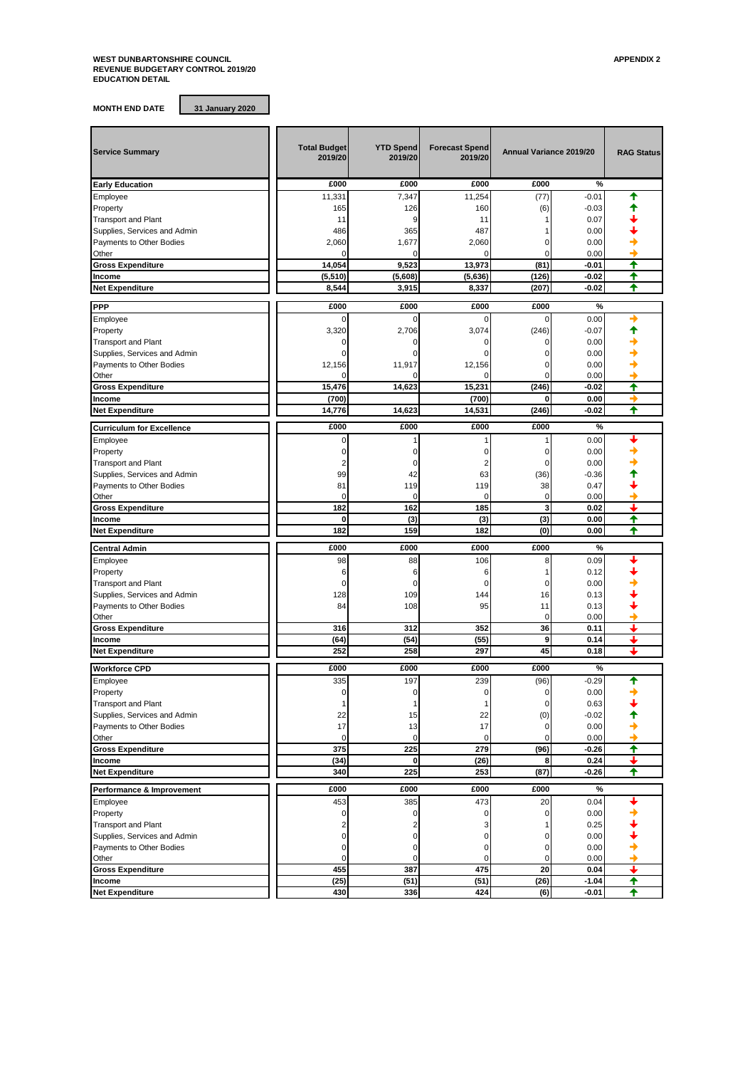**WEST DUNBARTONSHIRE COUNCIL**
**REVENUE BUDGETARY CONTROL 2019/20**
**EDUCATION DETAIL**

**APPENDIX 2**

**MONTH END DATE** 31 January 2020

| Service Summary | Total Budget 2019/20 | YTD Spend 2019/20 | Forecast Spend 2019/20 | Annual Variance 2019/20 | | RAG Status |
|---|---|---|---|---|---|---|
| **Early Education** | **£000** | **£000** | **£000** | **£000** | **%** | |
| Employee | 11,331 | 7,347 | 11,254 | (77) | -0.01 | ↑ |
| Property | 165 | 126 | 160 | (6) | -0.03 | ↑ |
| Transport and Plant | 11 | 9 | 11 | 1 | 0.07 | ↓ |
| Supplies, Services and Admin | 486 | 365 | 487 | 1 | 0.00 | ↓ |
| Payments to Other Bodies | 2,060 | 1,677 | 2,060 | 0 | 0.00 | → |
| Other | 0 | 0 | 0 | 0 | 0.00 | → |
| **Gross Expenditure** | **14,054** | **9,523** | **13,973** | **(81)** | **-0.01** | ↑ |
| **Income** | **(5,510)** | **(5,608)** | **(5,636)** | **(126)** | **-0.02** | ↑ |
| **Net Expenditure** | **8,544** | **3,915** | **8,337** | **(207)** | **-0.02** | ↑ |
| **PPP** | **£000** | **£000** | **£000** | **£000** | **%** | |
| Employee | 0 | 0 | 0 | 0 | 0.00 | → |
| Property | 3,320 | 2,706 | 3,074 | (246) | -0.07 | ↑ |
| Transport and Plant | 0 | 0 | 0 | 0 | 0.00 | → |
| Supplies, Services and Admin | 0 | 0 | 0 | 0 | 0.00 | → |
| Payments to Other Bodies | 12,156 | 11,917 | 12,156 | 0 | 0.00 | → |
| Other | 0 | 0 | 0 | 0 | 0.00 | → |
| **Gross Expenditure** | **15,476** | **14,623** | **15,231** | **(246)** | **-0.02** | ↑ |
| **Income** | **(700)** | | **(700)** | **0** | **0.00** | → |
| **Net Expenditure** | **14,776** | **14,623** | **14,531** | **(246)** | **-0.02** | ↑ |
| **Curriculum for Excellence** | **£000** | **£000** | **£000** | **£000** | **%** | |
| Employee | 0 | 1 | 1 | 1 | 0.00 | ↓ |
| Property | 0 | 0 | 0 | 0 | 0.00 | → |
| Transport and Plant | 2 | 0 | 2 | 0 | 0.00 | → |
| Supplies, Services and Admin | 99 | 42 | 63 | (36) | -0.36 | ↑ |
| Payments to Other Bodies | 81 | 119 | 119 | 38 | 0.47 | ↓ |
| Other | 0 | 0 | 0 | 0 | 0.00 | → |
| **Gross Expenditure** | **182** | **162** | **185** | **3** | **0.02** | ↓ |
| **Income** | **0** | **(3)** | **(3)** | **(3)** | **0.00** | ↑ |
| **Net Expenditure** | **182** | **159** | **182** | **(0)** | **0.00** | ↑ |
| **Central Admin** | **£000** | **£000** | **£000** | **£000** | **%** | |
| Employee | 98 | 88 | 106 | 8 | 0.09 | ↓ |
| Property | 6 | 6 | 6 | 1 | 0.12 | ↓ |
| Transport and Plant | 0 | 0 | 0 | 0 | 0.00 | → |
| Supplies, Services and Admin | 128 | 109 | 144 | 16 | 0.13 | ↓ |
| Payments to Other Bodies | 84 | 108 | 95 | 11 | 0.13 | ↓ |
| Other | | | | 0 | 0.00 | → |
| **Gross Expenditure** | **316** | **312** | **352** | **36** | **0.11** | ↓ |
| **Income** | **(64)** | **(54)** | **(55)** | **9** | **0.14** | ↓ |
| **Net Expenditure** | **252** | **258** | **297** | **45** | **0.18** | ↓ |
| **Workforce CPD** | **£000** | **£000** | **£000** | **£000** | **%** | |
| Employee | 335 | 197 | 239 | (96) | -0.29 | ↑ |
| Property | 0 | 0 | 0 | 0 | 0.00 | → |
| Transport and Plant | 1 | 1 | 1 | 0 | 0.63 | ↓ |
| Supplies, Services and Admin | 22 | 15 | 22 | (0) | -0.02 | ↑ |
| Payments to Other Bodies | 17 | 13 | 17 | 0 | 0.00 | → |
| Other | 0 | 0 | 0 | 0 | 0.00 | → |
| **Gross Expenditure** | **375** | **225** | **279** | **(96)** | **-0.26** | ↑ |
| **Income** | **(34)** | **0** | **(26)** | **8** | **0.24** | ↓ |
| **Net Expenditure** | **340** | **225** | **253** | **(87)** | **-0.26** | ↑ |
| **Performance & Improvement** | **£000** | **£000** | **£000** | **£000** | **%** | |
| Employee | 453 | 385 | 473 | 20 | 0.04 | ↓ |
| Property | 0 | 0 | 0 | 0 | 0.00 | → |
| Transport and Plant | 2 | 2 | 3 | 1 | 0.25 | ↓ |
| Supplies, Services and Admin | 0 | 0 | 0 | 0 | 0.00 | ↓ |
| Payments to Other Bodies | 0 | 0 | 0 | 0 | 0.00 | → |
| Other | 0 | 0 | 0 | 0 | 0.00 | → |
| **Gross Expenditure** | **455** | **387** | **475** | **20** | **0.04** | ↓ |
| **Income** | **(25)** | **(51)** | **(51)** | **(26)** | **-1.04** | ↑ |
| **Net Expenditure** | **430** | **336** | **424** | **(6)** | **-0.01** | ↑ |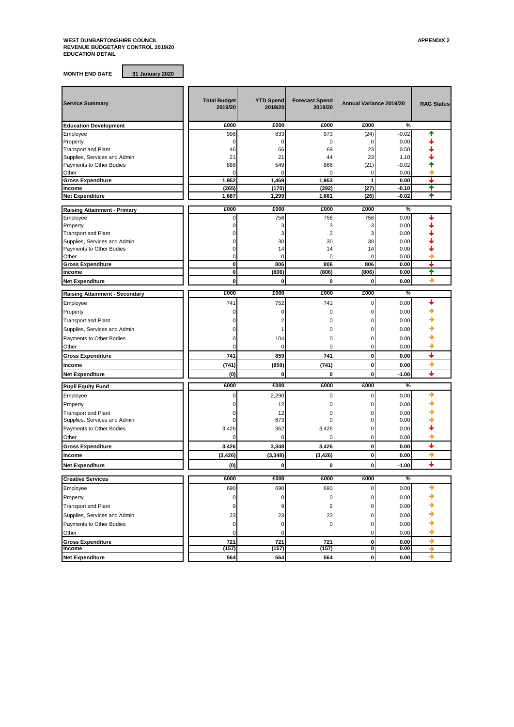**WEST DUNBARTONSHIRE COUNCIL**
**REVENUE BUDGETARY CONTROL 2019/20**
**EDUCATION DETAIL**

**APPENDIX 2**

**MONTH END DATE** **31 January 2020**

| Service Summary | Total Budget 2019/20 | YTD Spend 2019/20 | Forecast Spend 2019/20 | Annual Variance 2019/20 | | RAG Status |
|---|---|---|---|---|---|---|
| **Education Development** | £000 | £000 | £000 | £000 | % | |
| Employee | 998 | 833 | 973 | (24) | -0.02 | ↑ |
| Property | 0 | 0 | 0 | 0 | 0.00 | ↓ |
| Transport and Plant | 46 | 66 | 69 | 23 | 0.50 | ↓ |
| Supplies, Services and Admin | 21 | 21 | 44 | 23 | 1.10 | ↓ |
| Payments to Other Bodies | 888 | 549 | 866 | (21) | -0.02 | ↑ |
| Other | 0 | 0 | 0 | 0 | 0.00 | → |
| **Gross Expenditure** | **1,952** | **1,469** | **1,953** | **1** | **0.00** | ↓ |
| **Income** | **(265)** | **(170)** | **(292)** | **(27)** | **-0.10** | ↑ |
| **Net Expenditure** | **1,687** | **1,299** | **1,661** | **(26)** | **-0.02** | ↑ |
| **Raising Attainment - Primary** | £000 | £000 | £000 | £000 | % | |
| Employee | 0 | 756 | 756 | 756 | 0.00 | ↓ |
| Property | 0 | 3 | 3 | 3 | 0.00 | ↓ |
| Transport and Plant | 0 | 3 | 3 | 3 | 0.00 | ↓ |
| Supplies, Services and Admin | 0 | 30 | 30 | 30 | 0.00 | ↓ |
| Payments to Other Bodies | 0 | 14 | 14 | 14 | 0.00 | ↓ |
| Other | 0 | 0 | 0 | 0 | 0.00 | → |
| **Gross Expenditure** | **0** | **806** | **806** | **806** | **0.00** | ↓ |
| **Income** | **0** | **(806)** | **(806)** | **(806)** | **0.00** | ↑ |
| **Net Expenditure** | **0** | **0** | **0** | **0** | **0.00** | → |
| **Raising Attainment - Secondary** | £000 | £000 | £000 | £000 | % | |
| Employee | 741 | 752 | 741 | 0 | 0.00 | ↓ |
| Property | 0 | 0 | 0 | 0 | 0.00 | → |
| Transport and Plant | 0 | 2 | 0 | 0 | 0.00 | → |
| Supplies, Services and Admin | 0 | 1 | 0 | 0 | 0.00 | → |
| Payments to Other Bodies | 0 | 104 | 0 | 0 | 0.00 | → |
| Other | 0 | 0 | 0 | 0 | 0.00 | → |
| **Gross Expenditure** | **741** | **859** | **741** | **0** | **0.00** | ↓ |
| **Income** | **(741)** | **(859)** | **(741)** | **0** | **0.00** | → |
| **Net Expenditure** | **(0)** | **0** | **0** | **0** | **-1.00** | ↓ |
| **Pupil Equity Fund** | £000 | £000 | £000 | £000 | % | |
| Employee | 0 | 2,290 | 0 | 0 | 0.00 | → |
| Property | 0 | 12 | 0 | 0 | 0.00 | → |
| Transport and Plant | 0 | 12 | 0 | 0 | 0.00 | → |
| Supplies, Services and Admin | 0 | 673 | 0 | 0 | 0.00 | → |
| Payments to Other Bodies | 3,426 | 362 | 3,426 | 0 | 0.00 | ↓ |
| Other | 0 | 0 | 0 | 0 | 0.00 | → |
| **Gross Expenditure** | **3,426** | **3,348** | **3,426** | **0** | **0.00** | ↓ |
| **Income** | **(3,426)** | **(3,348)** | **(3,426)** | **0** | **0.00** | → |
| **Net Expenditure** | **(0)** | **0** | **0** | **0** | **-1.00** | ↓ |
| **Creative Services** | £000 | £000 | £000 | £000 | % | |
| Employee | 690 | 690 | 690 | 0 | 0.00 | → |
| Property | 0 | 0 | 0 | 0 | 0.00 | → |
| Transport and Plant | 9 | 9 | 9 | 0 | 0.00 | → |
| Supplies, Services and Admin | 23 | 23 | 23 | 0 | 0.00 | → |
| Payments to Other Bodies | 0 | 0 | 0 | 0 | 0.00 | → |
| Other | 0 | 0 | | 0 | 0.00 | → |
| **Gross Expenditure** | **721** | **721** | **721** | **0** | **0.00** | → |
| **Income** | **(157)** | **(157)** | **(157)** | **0** | **0.00** | → |
| **Net Expenditure** | **564** | **564** | **564** | **0** | **0.00** | → |